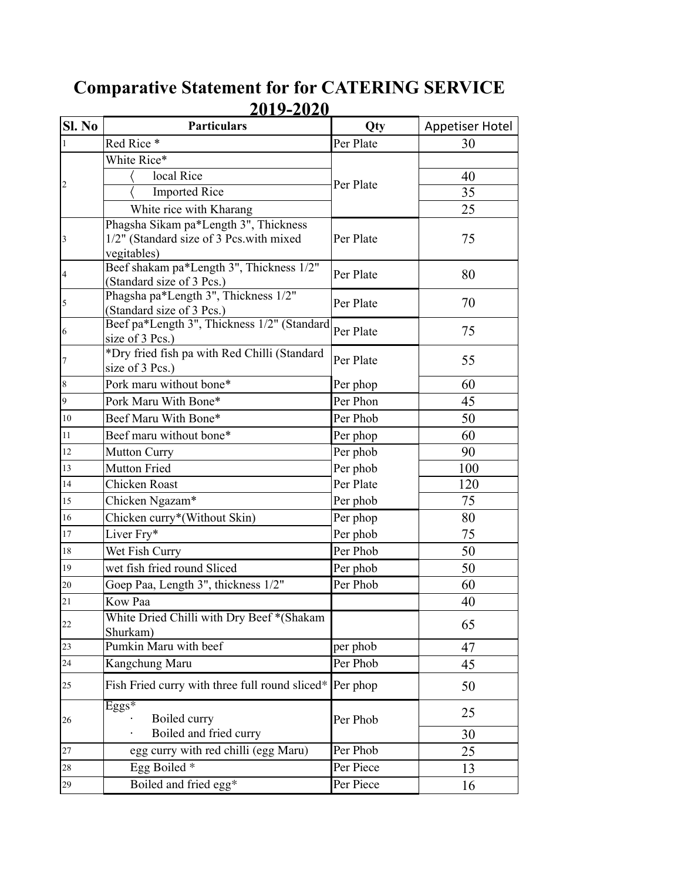# Comparative Statement for for CATERING SERVICE 2019-2020

| Sl. No | Particulars | Qty | Appetiser Hotel |
|---|---|---|---|
| 1 | Red Rice * | Per Plate | 30 |
| 2 | White Rice* | Per Plate | |
| | 〈 local Rice | | 40 |
| | 〈 Imported Rice | | 35 |
| | White rice with Kharang | | 25 |
| 3 | Phagsha Sikam pa*Length 3", Thickness 1/2" (Standard size of 3 Pcs.with mixed vegitables) | Per Plate | 75 |
| 4 | Beef shakam pa*Length 3", Thickness 1/2" (Standard size of 3 Pcs.) | Per Plate | 80 |
| 5 | Phagsha pa*Length 3", Thickness 1/2" (Standard size of 3 Pcs.) | Per Plate | 70 |
| 6 | Beef pa*Length 3", Thickness 1/2" (Standard size of 3 Pcs.) | Per Plate | 75 |
| 7 | *Dry fried fish pa with Red Chilli (Standard size of 3 Pcs.) | Per Plate | 55 |
| 8 | Pork maru without bone* | Per phop | 60 |
| 9 | Pork Maru With Bone* | Per Phon | 45 |
| 10 | Beef Maru With Bone* | Per Phob | 50 |
| 11 | Beef maru without bone* | Per phop | 60 |
| 12 | Mutton Curry | Per phob | 90 |
| 13 | Mutton Fried | Per phob | 100 |
| 14 | Chicken Roast | Per Plate | 120 |
| 15 | Chicken Ngazam* | Per phob | 75 |
| 16 | Chicken curry*(Without Skin) | Per phop | 80 |
| 17 | Liver Fry* | Per phob | 75 |
| 18 | Wet Fish Curry | Per Phob | 50 |
| 19 | wet fish fried round Sliced | Per phob | 50 |
| 20 | Goep Paa, Length 3", thickness 1/2" | Per Phob | 60 |
| 21 | Kow Paa | | 40 |
| 22 | White Dried Chilli with Dry Beef *(Shakam Shurkam) | | 65 |
| 23 | Pumkin Maru with beef | per phob | 47 |
| 24 | Kangchung Maru | Per Phob | 45 |
| 25 | Fish Fried curry with three full round sliced* | Per phop | 50 |
| 26 | Eggs* | Per Phob | |
| | · Boiled curry | | 25 |
| | · Boiled and fried curry | | 30 |
| 27 | egg curry with red chilli (egg Maru) | Per Phob | 25 |
| 28 | Egg Boiled * | Per Piece | 13 |
| 29 | Boiled and fried egg* | Per Piece | 16 |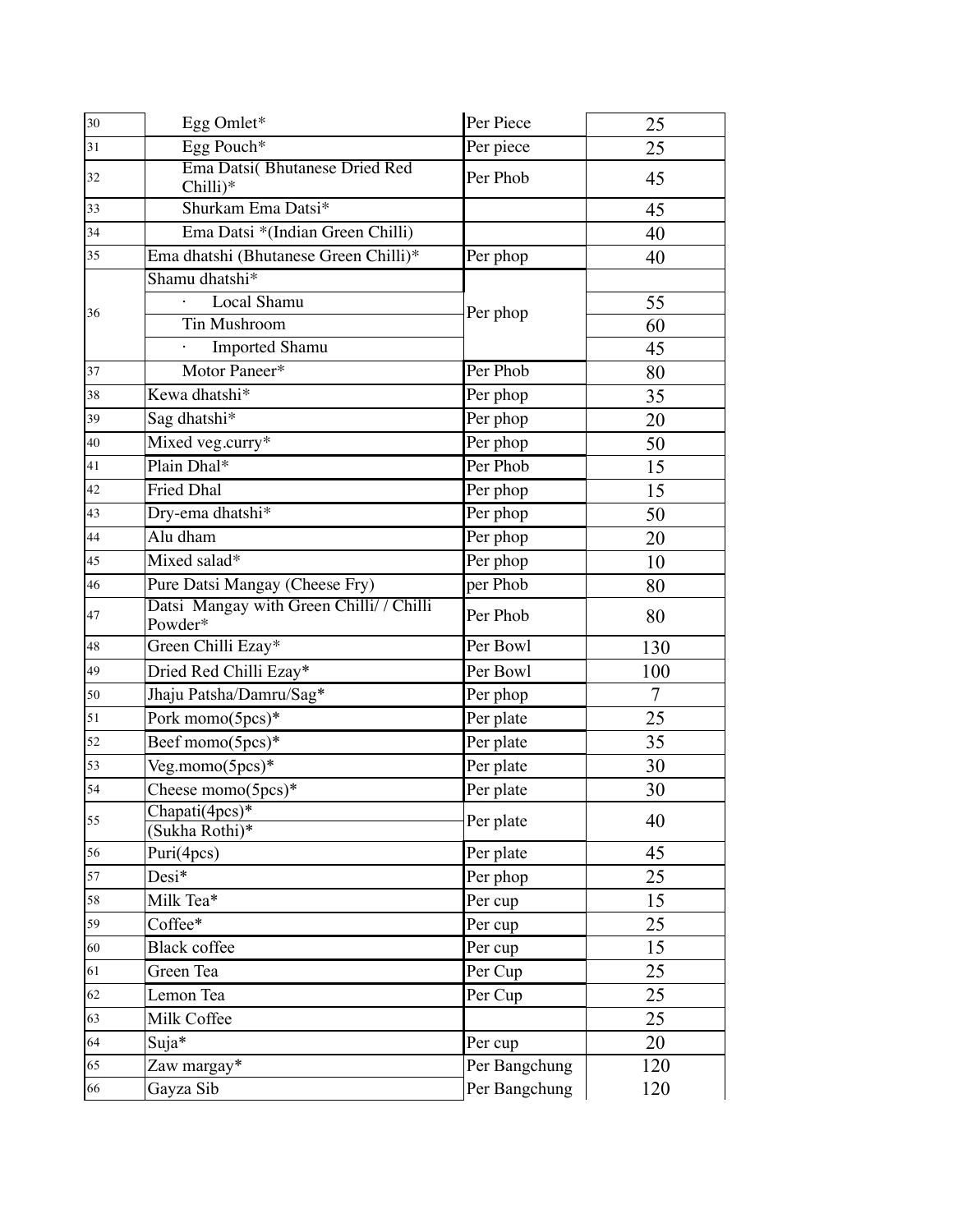| 30 | Egg Omlet* | Per Piece | 25 |
|---|---|---|---|
| 31 | Egg Pouch* | Per piece | 25 |
| 32 | Ema Datsi( Bhutanese Dried Red Chilli)* | Per Phob | 45 |
| 33 | Shurkam Ema Datsi* | | 45 |
| 34 | Ema Datsi *(Indian Green Chilli) | | 40 |
| 35 | Ema dhatshi (Bhutanese Green Chilli)* | Per phop | 40 |
| 36 | Shamu dhatshi* | Per phop | |
| | · Local Shamu | | 55 |
| | Tin Mushroom | | 60 |
| | · Imported Shamu | | 45 |
| 37 | Motor Paneer* | Per Phob | 80 |
| 38 | Kewa dhatshi* | Per phop | 35 |
| 39 | Sag dhatshi* | Per phop | 20 |
| 40 | Mixed veg.curry* | Per phop | 50 |
| 41 | Plain Dhal* | Per Phob | 15 |
| 42 | Fried Dhal | Per phop | 15 |
| 43 | Dry-ema dhatshi* | Per phop | 50 |
| 44 | Alu dham | Per phop | 20 |
| 45 | Mixed salad* | Per phop | 10 |
| 46 | Pure Datsi Mangay (Cheese Fry) | per Phob | 80 |
| 47 | Datsi Mangay with Green Chilli/ / Chilli Powder* | Per Phob | 80 |
| 48 | Green Chilli Ezay* | Per Bowl | 130 |
| 49 | Dried Red Chilli Ezay* | Per Bowl | 100 |
| 50 | Jhaju Patsha/Damru/Sag* | Per phop | 7 |
| 51 | Pork momo(5pcs)* | Per plate | 25 |
| 52 | Beef momo(5pcs)* | Per plate | 35 |
| 53 | Veg.momo(5pcs)* | Per plate | 30 |
| 54 | Cheese momo(5pcs)* | Per plate | 30 |
| 55 | Chapati(4pcs)* (Sukha Rothi)* | Per plate | 40 |
| 56 | Puri(4pcs) | Per plate | 45 |
| 57 | Desi* | Per phop | 25 |
| 58 | Milk Tea* | Per cup | 15 |
| 59 | Coffee* | Per cup | 25 |
| 60 | Black coffee | Per cup | 15 |
| 61 | Green Tea | Per Cup | 25 |
| 62 | Lemon Tea | Per Cup | 25 |
| 63 | Milk Coffee | | 25 |
| 64 | Suja* | Per cup | 20 |
| 65 | Zaw margay* | Per Bangchung | 120 |
| 66 | Gayza Sib | Per Bangchung | 120 |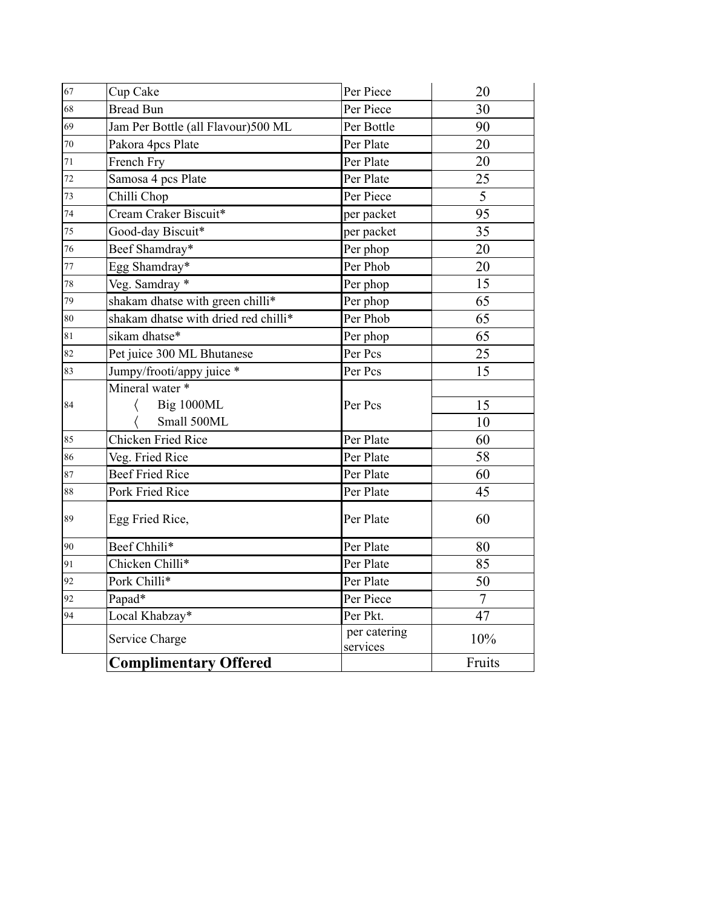| | | | |
|---|---|---|---|
| 67 | Cup Cake | Per Piece | 20 |
| 68 | Bread Bun | Per Piece | 30 |
| 69 | Jam Per Bottle (all Flavour)500 ML | Per Bottle | 90 |
| 70 | Pakora 4pcs Plate | Per Plate | 20 |
| 71 | French Fry | Per Plate | 20 |
| 72 | Samosa 4 pcs Plate | Per Plate | 25 |
| 73 | Chilli Chop | Per Piece | 5 |
| 74 | Cream Craker Biscuit* | per packet | 95 |
| 75 | Good-day Biscuit* | per packet | 35 |
| 76 | Beef Shamdray* | Per phop | 20 |
| 77 | Egg Shamdray* | Per Phob | 20 |
| 78 | Veg. Samdray * | Per phop | 15 |
| 79 | shakam dhatse with green chilli* | Per phop | 65 |
| 80 | shakam dhatse with dried red chilli* | Per Phob | 65 |
| 81 | sikam dhatse* | Per phop | 65 |
| 82 | Pet juice 300 ML Bhutanese | Per Pcs | 25 |
| 83 | Jumpy/frooti/appy juice * | Per Pcs | 15 |
| 84 | Mineral water * | Per Pcs | |
| | 〈 Big 1000ML | | 15 |
| | 〈 Small 500ML | | 10 |
| 85 | Chicken Fried Rice | Per Plate | 60 |
| 86 | Veg. Fried Rice | Per Plate | 58 |
| 87 | Beef Fried Rice | Per Plate | 60 |
| 88 | Pork Fried Rice | Per Plate | 45 |
| 89 | Egg Fried Rice, | Per Plate | 60 |
| 90 | Beef Chhili* | Per Plate | 80 |
| 91 | Chicken Chilli* | Per Plate | 85 |
| 92 | Pork Chilli* | Per Plate | 50 |
| 92 | Papad* | Per Piece | 7 |
| 94 | Local Khabzay* | Per Pkt. | 47 |
| | Service Charge | per catering services | 10% |
| | **Complimentary Offered** | | Fruits |